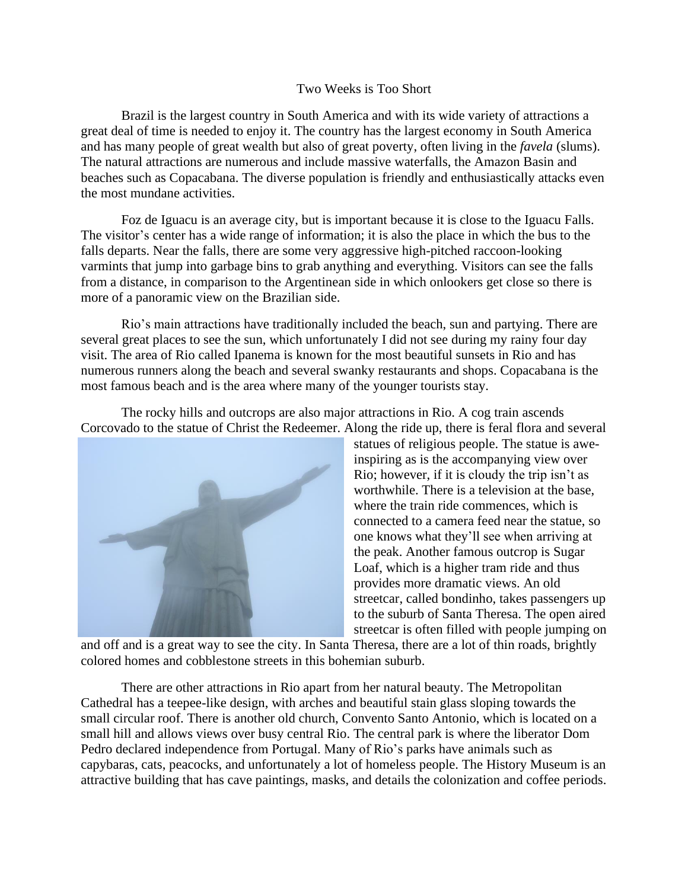# Two Weeks is Too Short

Brazil is the largest country in South America and with its wide variety of attractions a great deal of time is needed to enjoy it. The country has the largest economy in South America and has many people of great wealth but also of great poverty, often living in the *favela* (slums). The natural attractions are numerous and include massive waterfalls, the Amazon Basin and beaches such as Copacabana. The diverse population is friendly and enthusiastically attacks even the most mundane activities.

Foz de Iguacu is an average city, but is important because it is close to the Iguacu Falls. The visitor's center has a wide range of information; it is also the place in which the bus to the falls departs. Near the falls, there are some very aggressive high-pitched raccoon-looking varmints that jump into garbage bins to grab anything and everything. Visitors can see the falls from a distance, in comparison to the Argentinean side in which onlookers get close so there is more of a panoramic view on the Brazilian side.

Rio's main attractions have traditionally included the beach, sun and partying. There are several great places to see the sun, which unfortunately I did not see during my rainy four day visit. The area of Rio called Ipanema is known for the most beautiful sunsets in Rio and has numerous runners along the beach and several swanky restaurants and shops. Copacabana is the most famous beach and is the area where many of the younger tourists stay.

The rocky hills and outcrops are also major attractions in Rio. A cog train ascends Corcovado to the statue of Christ the Redeemer. Along the ride up, there is feral flora and several statues of religious people. The statue is awe-inspiring as is the accompanying view over Rio; however, if it is cloudy the trip isn't as worthwhile. There is a television at the base, where the train ride commences, which is connected to a camera feed near the statue, so one knows what they'll see when arriving at the peak. Another famous outcrop is Sugar Loaf, which is a higher tram ride and thus provides more dramatic views. An old streetcar, called bondinho, takes passengers up to the suburb of Santa Theresa. The open aired streetcar is often filled with people jumping on and off and is a great way to see the city. In Santa Theresa, there are a lot of thin roads, brightly colored homes and cobblestone streets in this bohemian suburb.

There are other attractions in Rio apart from her natural beauty. The Metropolitan Cathedral has a teepee-like design, with arches and beautiful stain glass sloping towards the small circular roof. There is another old church, Convento Santo Antonio, which is located on a small hill and allows views over busy central Rio. The central park is where the liberator Dom Pedro declared independence from Portugal. Many of Rio's parks have animals such as capybaras, cats, peacocks, and unfortunately a lot of homeless people. The History Museum is an attractive building that has cave paintings, masks, and details the colonization and coffee periods.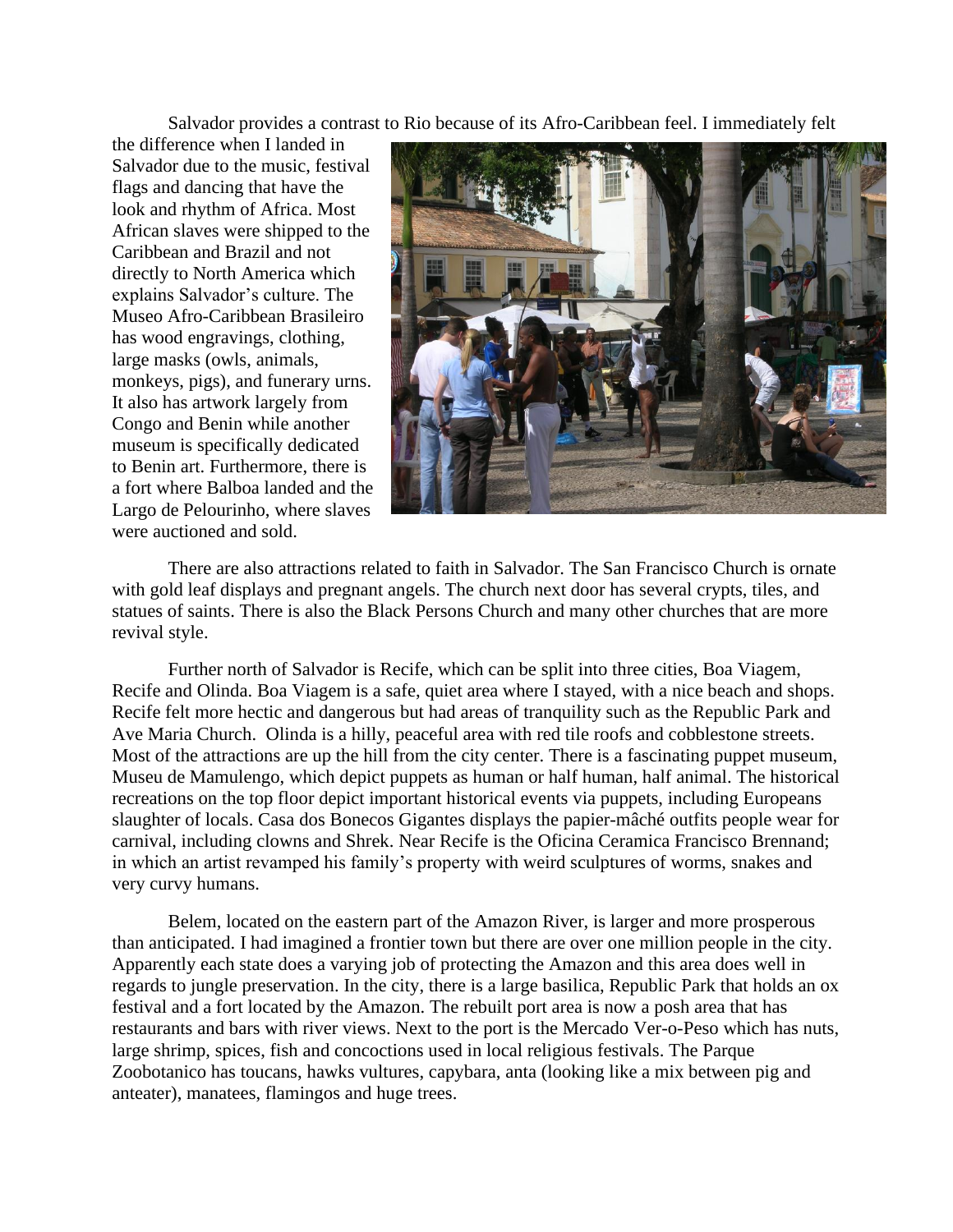Salvador provides a contrast to Rio because of its Afro-Caribbean feel. I immediately felt the difference when I landed in Salvador due to the music, festival flags and dancing that have the look and rhythm of Africa. Most African slaves were shipped to the Caribbean and Brazil and not directly to North America which explains Salvador's culture. The Museo Afro-Caribbean Brasileiro has wood engravings, clothing, large masks (owls, animals, monkeys, pigs), and funerary urns. It also has artwork largely from Congo and Benin while another museum is specifically dedicated to Benin art. Furthermore, there is a fort where Balboa landed and the Largo de Pelourinho, where slaves were auctioned and sold.

There are also attractions related to faith in Salvador. The San Francisco Church is ornate with gold leaf displays and pregnant angels. The church next door has several crypts, tiles, and statues of saints. There is also the Black Persons Church and many other churches that are more revival style.

Further north of Salvador is Recife, which can be split into three cities, Boa Viagem, Recife and Olinda. Boa Viagem is a safe, quiet area where I stayed, with a nice beach and shops. Recife felt more hectic and dangerous but had areas of tranquility such as the Republic Park and Ave Maria Church.  Olinda is a hilly, peaceful area with red tile roofs and cobblestone streets. Most of the attractions are up the hill from the city center. There is a fascinating puppet museum, Museu de Mamulengo, which depict puppets as human or half human, half animal. The historical recreations on the top floor depict important historical events via puppets, including Europeans slaughter of locals. Casa dos Bonecos Gigantes displays the papier-mâché outfits people wear for carnival, including clowns and Shrek. Near Recife is the Oficina Ceramica Francisco Brennand; in which an artist revamped his family's property with weird sculptures of worms, snakes and very curvy humans.

Belem, located on the eastern part of the Amazon River, is larger and more prosperous than anticipated. I had imagined a frontier town but there are over one million people in the city. Apparently each state does a varying job of protecting the Amazon and this area does well in regards to jungle preservation. In the city, there is a large basilica, Republic Park that holds an ox festival and a fort located by the Amazon. The rebuilt port area is now a posh area that has restaurants and bars with river views. Next to the port is the Mercado Ver-o-Peso which has nuts, large shrimp, spices, fish and concoctions used in local religious festivals. The Parque Zoobotanico has toucans, hawks vultures, capybara, anta (looking like a mix between pig and anteater), manatees, flamingos and huge trees.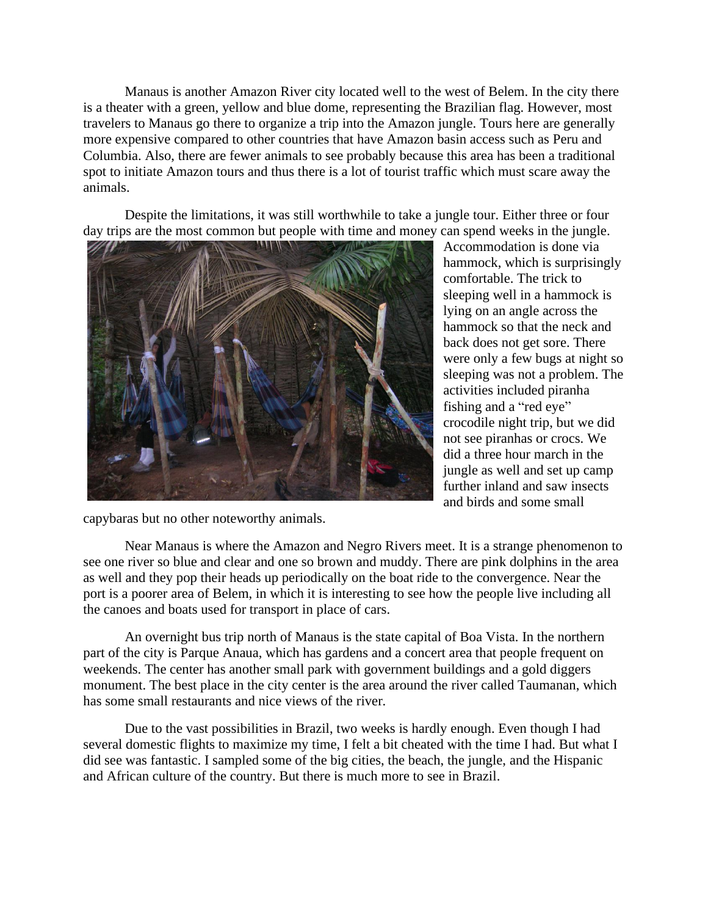Manaus is another Amazon River city located well to the west of Belem. In the city there is a theater with a green, yellow and blue dome, representing the Brazilian flag. However, most travelers to Manaus go there to organize a trip into the Amazon jungle. Tours here are generally more expensive compared to other countries that have Amazon basin access such as Peru and Columbia. Also, there are fewer animals to see probably because this area has been a traditional spot to initiate Amazon tours and thus there is a lot of tourist traffic which must scare away the animals.

Despite the limitations, it was still worthwhile to take a jungle tour. Either three or four day trips are the most common but people with time and money can spend weeks in the jungle. Accommodation is done via hammock, which is surprisingly comfortable. The trick to sleeping well in a hammock is lying on an angle across the hammock so that the neck and back does not get sore. There were only a few bugs at night so sleeping was not a problem. The activities included piranha fishing and a "red eye" crocodile night trip, but we did not see piranhas or crocs. We did a three hour march in the jungle as well and set up camp further inland and saw insects and birds and some small capybaras but no other noteworthy animals.

Near Manaus is where the Amazon and Negro Rivers meet. It is a strange phenomenon to see one river so blue and clear and one so brown and muddy. There are pink dolphins in the area as well and they pop their heads up periodically on the boat ride to the convergence. Near the port is a poorer area of Belem, in which it is interesting to see how the people live including all the canoes and boats used for transport in place of cars.

An overnight bus trip north of Manaus is the state capital of Boa Vista. In the northern part of the city is Parque Anaua, which has gardens and a concert area that people frequent on weekends. The center has another small park with government buildings and a gold diggers monument. The best place in the city center is the area around the river called Taumanan, which has some small restaurants and nice views of the river.

Due to the vast possibilities in Brazil, two weeks is hardly enough. Even though I had several domestic flights to maximize my time, I felt a bit cheated with the time I had. But what I did see was fantastic. I sampled some of the big cities, the beach, the jungle, and the Hispanic and African culture of the country. But there is much more to see in Brazil.